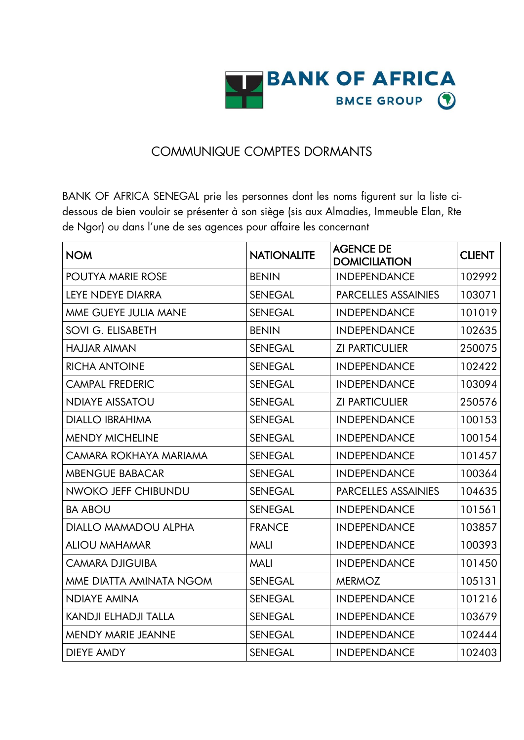BANK OF AFRICA
BMCE GROUP

# COMMUNIQUE COMPTES DORMANTS

BANK OF AFRICA SENEGAL prie les personnes dont les noms figurent sur la liste ci-dessous de bien vouloir se présenter à son siège (sis aux Almadies, Immeuble Elan, Rte de Ngor) ou dans l'une de ses agences pour affaire les concernant

| NOM | NATIONALITE | AGENCE DE DOMICILIATION | CLIENT |
|---|---|---|---|
| POUTYA MARIE ROSE | BENIN | INDEPENDANCE | 102992 |
| LEYE NDEYE DIARRA | SENEGAL | PARCELLES ASSAINIES | 103071 |
| MME GUEYE JULIA MANE | SENEGAL | INDEPENDANCE | 101019 |
| SOVI G. ELISABETH | BENIN | INDEPENDANCE | 102635 |
| HAJJAR AIMAN | SENEGAL | ZI PARTICULIER | 250075 |
| RICHA ANTOINE | SENEGAL | INDEPENDANCE | 102422 |
| CAMPAL FREDERIC | SENEGAL | INDEPENDANCE | 103094 |
| NDIAYE AISSATOU | SENEGAL | ZI PARTICULIER | 250576 |
| DIALLO IBRAHIMA | SENEGAL | INDEPENDANCE | 100153 |
| MENDY MICHELINE | SENEGAL | INDEPENDANCE | 100154 |
| CAMARA ROKHAYA MARIAMA | SENEGAL | INDEPENDANCE | 101457 |
| MBENGUE BABACAR | SENEGAL | INDEPENDANCE | 100364 |
| NWOKO JEFF CHIBUNDU | SENEGAL | PARCELLES ASSAINIES | 104635 |
| BA ABOU | SENEGAL | INDEPENDANCE | 101561 |
| DIALLO MAMADOU ALPHA | FRANCE | INDEPENDANCE | 103857 |
| ALIOU MAHAMAR | MALI | INDEPENDANCE | 100393 |
| CAMARA DJIGUIBA | MALI | INDEPENDANCE | 101450 |
| MME DIATTA AMINATA NGOM | SENEGAL | MERMOZ | 105131 |
| NDIAYE AMINA | SENEGAL | INDEPENDANCE | 101216 |
| KANDJI ELHADJI TALLA | SENEGAL | INDEPENDANCE | 103679 |
| MENDY MARIE JEANNE | SENEGAL | INDEPENDANCE | 102444 |
| DIEYE AMDY | SENEGAL | INDEPENDANCE | 102403 |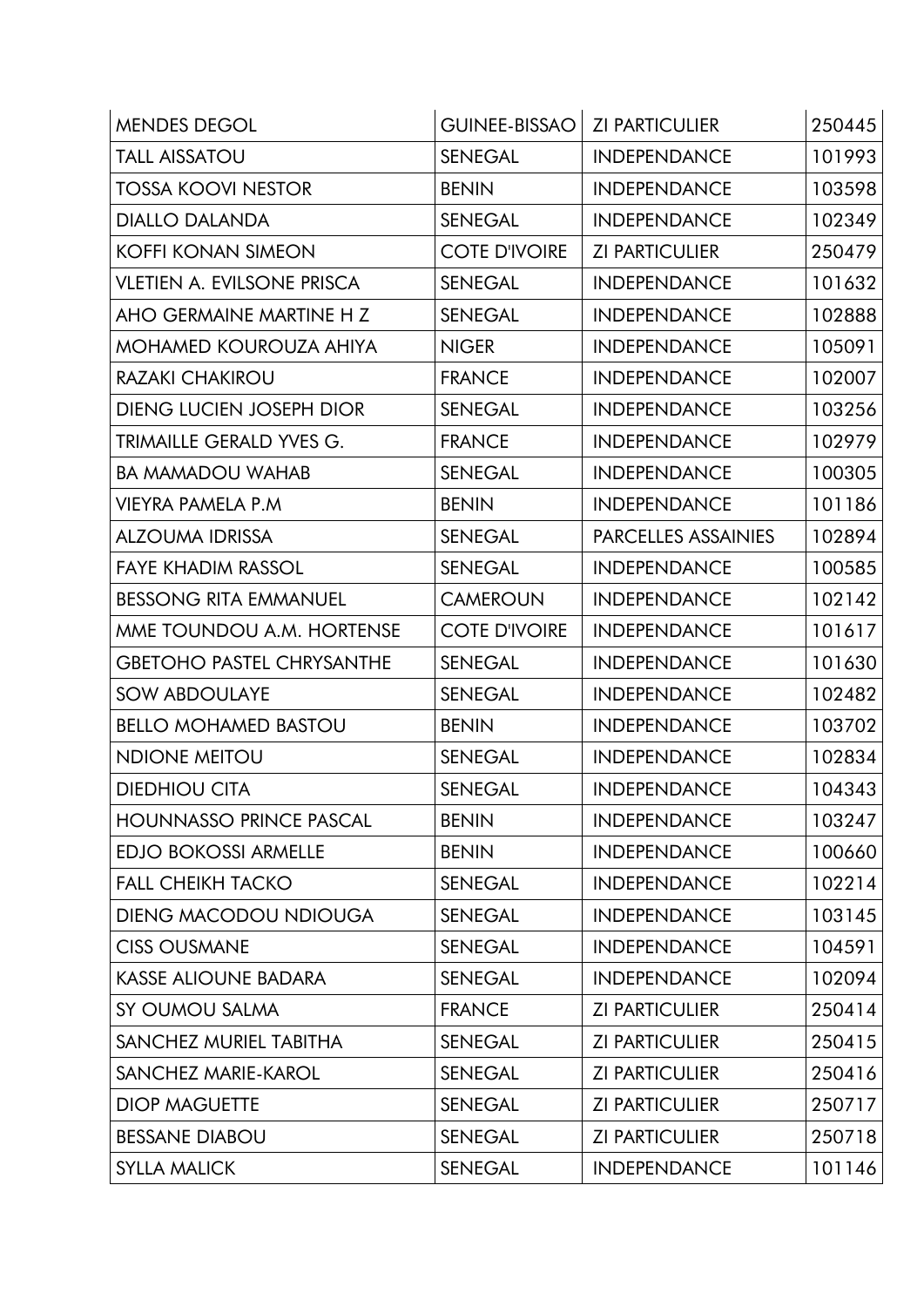| | | | |
|---|---|---|---|
| MENDES DEGOL | GUINEE-BISSAO | ZI PARTICULIER | 250445 |
| TALL AISSATOU | SENEGAL | INDEPENDANCE | 101993 |
| TOSSA KOOVI NESTOR | BENIN | INDEPENDANCE | 103598 |
| DIALLO DALANDA | SENEGAL | INDEPENDANCE | 102349 |
| KOFFI KONAN SIMEON | COTE D'IVOIRE | ZI PARTICULIER | 250479 |
| VLETIEN A. EVILSONE PRISCA | SENEGAL | INDEPENDANCE | 101632 |
| AHO GERMAINE MARTINE H Z | SENEGAL | INDEPENDANCE | 102888 |
| MOHAMED KOUROUZA AHIYA | NIGER | INDEPENDANCE | 105091 |
| RAZAKI CHAKIROU | FRANCE | INDEPENDANCE | 102007 |
| DIENG LUCIEN JOSEPH DIOR | SENEGAL | INDEPENDANCE | 103256 |
| TRIMAILLE GERALD YVES G. | FRANCE | INDEPENDANCE | 102979 |
| BA MAMADOU WAHAB | SENEGAL | INDEPENDANCE | 100305 |
| VIEYRA PAMELA P.M | BENIN | INDEPENDANCE | 101186 |
| ALZOUMA IDRISSA | SENEGAL | PARCELLES ASSAINIES | 102894 |
| FAYE KHADIM RASSOL | SENEGAL | INDEPENDANCE | 100585 |
| BESSONG RITA EMMANUEL | CAMEROUN | INDEPENDANCE | 102142 |
| MME TOUNDOU A.M. HORTENSE | COTE D'IVOIRE | INDEPENDANCE | 101617 |
| GBETOHO PASTEL CHRYSANTHE | SENEGAL | INDEPENDANCE | 101630 |
| SOW ABDOULAYE | SENEGAL | INDEPENDANCE | 102482 |
| BELLO MOHAMED BASTOU | BENIN | INDEPENDANCE | 103702 |
| NDIONE MEITOU | SENEGAL | INDEPENDANCE | 102834 |
| DIEDHIOU CITA | SENEGAL | INDEPENDANCE | 104343 |
| HOUNNASSO PRINCE PASCAL | BENIN | INDEPENDANCE | 103247 |
| EDJO BOKOSSI ARMELLE | BENIN | INDEPENDANCE | 100660 |
| FALL CHEIKH TACKO | SENEGAL | INDEPENDANCE | 102214 |
| DIENG MACODOU NDIOUGA | SENEGAL | INDEPENDANCE | 103145 |
| CISS OUSMANE | SENEGAL | INDEPENDANCE | 104591 |
| KASSE ALIOUNE BADARA | SENEGAL | INDEPENDANCE | 102094 |
| SY OUMOU SALMA | FRANCE | ZI PARTICULIER | 250414 |
| SANCHEZ MURIEL TABITHA | SENEGAL | ZI PARTICULIER | 250415 |
| SANCHEZ MARIE-KAROL | SENEGAL | ZI PARTICULIER | 250416 |
| DIOP MAGUETTE | SENEGAL | ZI PARTICULIER | 250717 |
| BESSANE DIABOU | SENEGAL | ZI PARTICULIER | 250718 |
| SYLLA MALICK | SENEGAL | INDEPENDANCE | 101146 |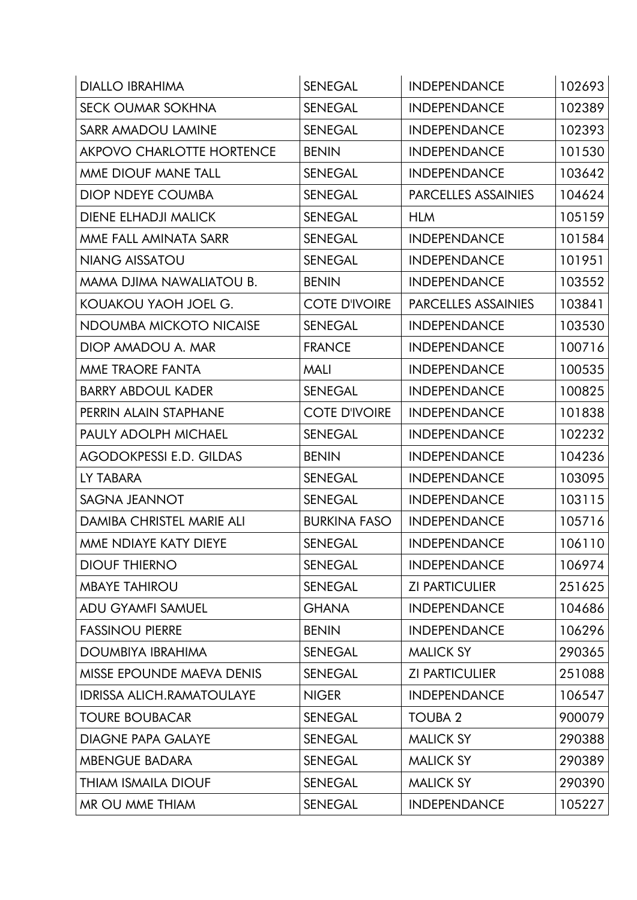| | | | |
|---|---|---|---|
| DIALLO IBRAHIMA | SENEGAL | INDEPENDANCE | 102693 |
| SECK OUMAR SOKHNA | SENEGAL | INDEPENDANCE | 102389 |
| SARR AMADOU LAMINE | SENEGAL | INDEPENDANCE | 102393 |
| AKPOVO CHARLOTTE HORTENCE | BENIN | INDEPENDANCE | 101530 |
| MME DIOUF MANE TALL | SENEGAL | INDEPENDANCE | 103642 |
| DIOP NDEYE COUMBA | SENEGAL | PARCELLES ASSAINIES | 104624 |
| DIENE ELHADJI MALICK | SENEGAL | HLM | 105159 |
| MME FALL AMINATA SARR | SENEGAL | INDEPENDANCE | 101584 |
| NIANG AISSATOU | SENEGAL | INDEPENDANCE | 101951 |
| MAMA DJIMA NAWALIATOU B. | BENIN | INDEPENDANCE | 103552 |
| KOUAKOU YAOH JOEL G. | COTE D'IVOIRE | PARCELLES ASSAINIES | 103841 |
| NDOUMBA MICKOTO NICAISE | SENEGAL | INDEPENDANCE | 103530 |
| DIOP AMADOU A. MAR | FRANCE | INDEPENDANCE | 100716 |
| MME TRAORE FANTA | MALI | INDEPENDANCE | 100535 |
| BARRY ABDOUL KADER | SENEGAL | INDEPENDANCE | 100825 |
| PERRIN ALAIN STAPHANE | COTE D'IVOIRE | INDEPENDANCE | 101838 |
| PAULY ADOLPH MICHAEL | SENEGAL | INDEPENDANCE | 102232 |
| AGODOKPESSI E.D. GILDAS | BENIN | INDEPENDANCE | 104236 |
| LY TABARA | SENEGAL | INDEPENDANCE | 103095 |
| SAGNA JEANNOT | SENEGAL | INDEPENDANCE | 103115 |
| DAMIBA CHRISTEL MARIE ALI | BURKINA FASO | INDEPENDANCE | 105716 |
| MME NDIAYE KATY DIEYE | SENEGAL | INDEPENDANCE | 106110 |
| DIOUF THIERNO | SENEGAL | INDEPENDANCE | 106974 |
| MBAYE TAHIROU | SENEGAL | ZI PARTICULIER | 251625 |
| ADU GYAMFI SAMUEL | GHANA | INDEPENDANCE | 104686 |
| FASSINOU PIERRE | BENIN | INDEPENDANCE | 106296 |
| DOUMBIYA IBRAHIMA | SENEGAL | MALICK SY | 290365 |
| MISSE EPOUNDE MAEVA DENIS | SENEGAL | ZI PARTICULIER | 251088 |
| IDRISSA ALICH.RAMATOULAYE | NIGER | INDEPENDANCE | 106547 |
| TOURE BOUBACAR | SENEGAL | TOUBA 2 | 900079 |
| DIAGNE PAPA GALAYE | SENEGAL | MALICK SY | 290388 |
| MBENGUE BADARA | SENEGAL | MALICK SY | 290389 |
| THIAM ISMAILA DIOUF | SENEGAL | MALICK SY | 290390 |
| MR OU MME THIAM | SENEGAL | INDEPENDANCE | 105227 |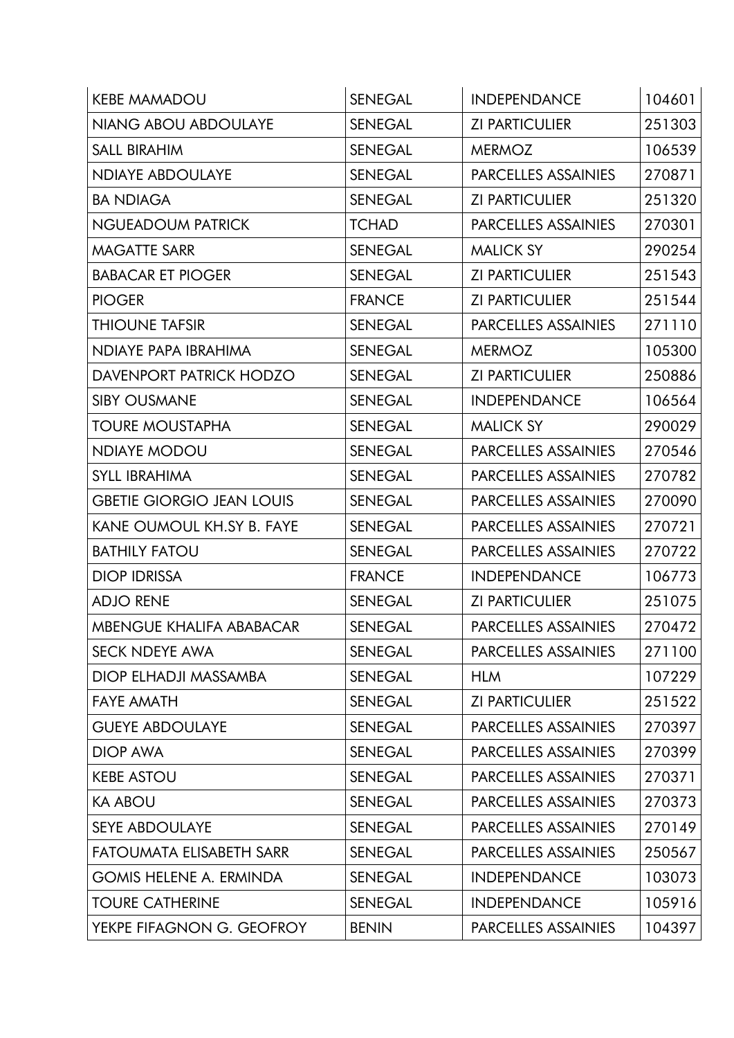| KEBE MAMADOU | SENEGAL | INDEPENDANCE | 104601 |
|---|---|---|---|
| NIANG ABOU ABDOULAYE | SENEGAL | ZI PARTICULIER | 251303 |
| SALL BIRAHIM | SENEGAL | MERMOZ | 106539 |
| NDIAYE ABDOULAYE | SENEGAL | PARCELLES ASSAINIES | 270871 |
| BA NDIAGA | SENEGAL | ZI PARTICULIER | 251320 |
| NGUEADOUM PATRICK | TCHAD | PARCELLES ASSAINIES | 270301 |
| MAGATTE SARR | SENEGAL | MALICK SY | 290254 |
| BABACAR ET PIOGER | SENEGAL | ZI PARTICULIER | 251543 |
| PIOGER | FRANCE | ZI PARTICULIER | 251544 |
| THIOUNE TAFSIR | SENEGAL | PARCELLES ASSAINIES | 271110 |
| NDIAYE PAPA IBRAHIMA | SENEGAL | MERMOZ | 105300 |
| DAVENPORT PATRICK HODZO | SENEGAL | ZI PARTICULIER | 250886 |
| SIBY OUSMANE | SENEGAL | INDEPENDANCE | 106564 |
| TOURE MOUSTAPHA | SENEGAL | MALICK SY | 290029 |
| NDIAYE MODOU | SENEGAL | PARCELLES ASSAINIES | 270546 |
| SYLL IBRAHIMA | SENEGAL | PARCELLES ASSAINIES | 270782 |
| GBETIE GIORGIO JEAN LOUIS | SENEGAL | PARCELLES ASSAINIES | 270090 |
| KANE OUMOUL KH.SY B. FAYE | SENEGAL | PARCELLES ASSAINIES | 270721 |
| BATHILY FATOU | SENEGAL | PARCELLES ASSAINIES | 270722 |
| DIOP IDRISSA | FRANCE | INDEPENDANCE | 106773 |
| ADJO RENE | SENEGAL | ZI PARTICULIER | 251075 |
| MBENGUE KHALIFA ABABACAR | SENEGAL | PARCELLES ASSAINIES | 270472 |
| SECK NDEYE AWA | SENEGAL | PARCELLES ASSAINIES | 271100 |
| DIOP ELHADJI MASSAMBA | SENEGAL | HLM | 107229 |
| FAYE AMATH | SENEGAL | ZI PARTICULIER | 251522 |
| GUEYE ABDOULAYE | SENEGAL | PARCELLES ASSAINIES | 270397 |
| DIOP AWA | SENEGAL | PARCELLES ASSAINIES | 270399 |
| KEBE ASTOU | SENEGAL | PARCELLES ASSAINIES | 270371 |
| KA ABOU | SENEGAL | PARCELLES ASSAINIES | 270373 |
| SEYE ABDOULAYE | SENEGAL | PARCELLES ASSAINIES | 270149 |
| FATOUMATA ELISABETH SARR | SENEGAL | PARCELLES ASSAINIES | 250567 |
| GOMIS HELENE A. ERMINDA | SENEGAL | INDEPENDANCE | 103073 |
| TOURE CATHERINE | SENEGAL | INDEPENDANCE | 105916 |
| YEKPE FIFAGNON G. GEOFROY | BENIN | PARCELLES ASSAINIES | 104397 |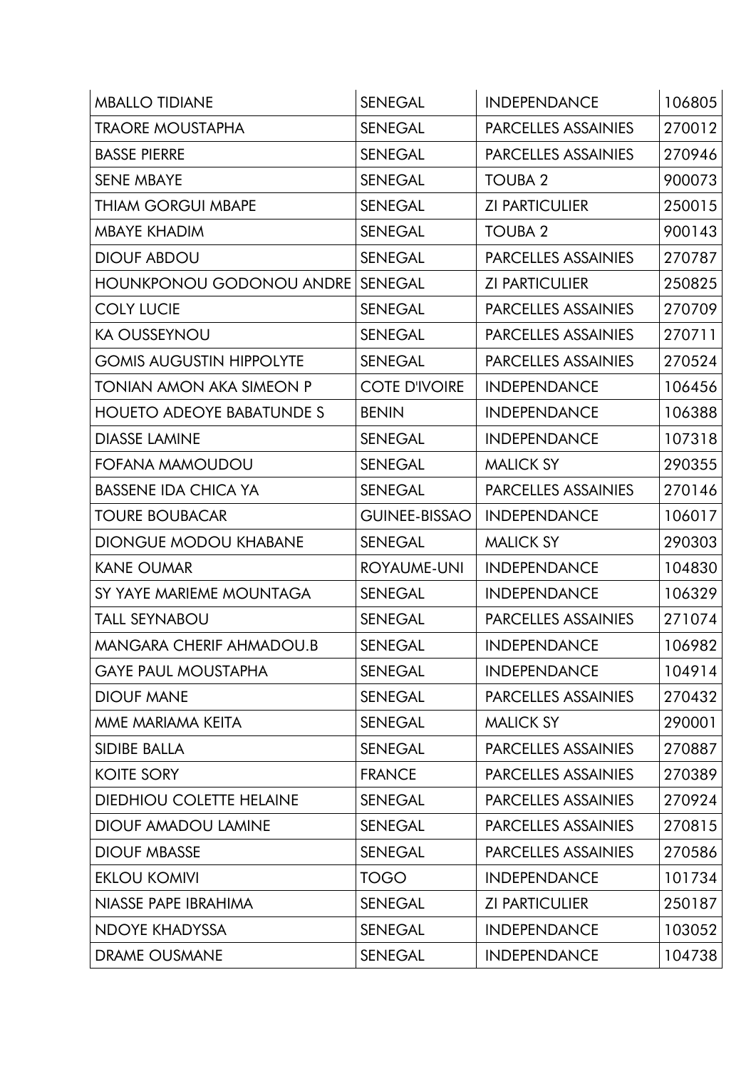| | | | |
|---|---|---|---|
| MBALLO TIDIANE | SENEGAL | INDEPENDANCE | 106805 |
| TRAORE MOUSTAPHA | SENEGAL | PARCELLES ASSAINIES | 270012 |
| BASSE PIERRE | SENEGAL | PARCELLES ASSAINIES | 270946 |
| SENE MBAYE | SENEGAL | TOUBA 2 | 900073 |
| THIAM GORGUI MBAPE | SENEGAL | ZI PARTICULIER | 250015 |
| MBAYE KHADIM | SENEGAL | TOUBA 2 | 900143 |
| DIOUF ABDOU | SENEGAL | PARCELLES ASSAINIES | 270787 |
| HOUNKPONOU GODONOU ANDRE | SENEGAL | ZI PARTICULIER | 250825 |
| COLY LUCIE | SENEGAL | PARCELLES ASSAINIES | 270709 |
| KA OUSSEYNOU | SENEGAL | PARCELLES ASSAINIES | 270711 |
| GOMIS AUGUSTIN HIPPOLYTE | SENEGAL | PARCELLES ASSAINIES | 270524 |
| TONIAN AMON AKA SIMEON P | COTE D'IVOIRE | INDEPENDANCE | 106456 |
| HOUETO ADEOYE BABATUNDE S | BENIN | INDEPENDANCE | 106388 |
| DIASSE LAMINE | SENEGAL | INDEPENDANCE | 107318 |
| FOFANA MAMOUDOU | SENEGAL | MALICK SY | 290355 |
| BASSENE IDA CHICA YA | SENEGAL | PARCELLES ASSAINIES | 270146 |
| TOURE BOUBACAR | GUINEE-BISSAO | INDEPENDANCE | 106017 |
| DIONGUE MODOU KHABANE | SENEGAL | MALICK SY | 290303 |
| KANE OUMAR | ROYAUME-UNI | INDEPENDANCE | 104830 |
| SY YAYE MARIEME MOUNTAGA | SENEGAL | INDEPENDANCE | 106329 |
| TALL SEYNABOU | SENEGAL | PARCELLES ASSAINIES | 271074 |
| MANGARA CHERIF AHMADOU.B | SENEGAL | INDEPENDANCE | 106982 |
| GAYE PAUL MOUSTAPHA | SENEGAL | INDEPENDANCE | 104914 |
| DIOUF MANE | SENEGAL | PARCELLES ASSAINIES | 270432 |
| MME MARIAMA KEITA | SENEGAL | MALICK SY | 290001 |
| SIDIBE BALLA | SENEGAL | PARCELLES ASSAINIES | 270887 |
| KOITE SORY | FRANCE | PARCELLES ASSAINIES | 270389 |
| DIEDHIOU COLETTE HELAINE | SENEGAL | PARCELLES ASSAINIES | 270924 |
| DIOUF AMADOU LAMINE | SENEGAL | PARCELLES ASSAINIES | 270815 |
| DIOUF MBASSE | SENEGAL | PARCELLES ASSAINIES | 270586 |
| EKLOU KOMIVI | TOGO | INDEPENDANCE | 101734 |
| NIASSE PAPE IBRAHIMA | SENEGAL | ZI PARTICULIER | 250187 |
| NDOYE KHADYSSA | SENEGAL | INDEPENDANCE | 103052 |
| DRAME OUSMANE | SENEGAL | INDEPENDANCE | 104738 |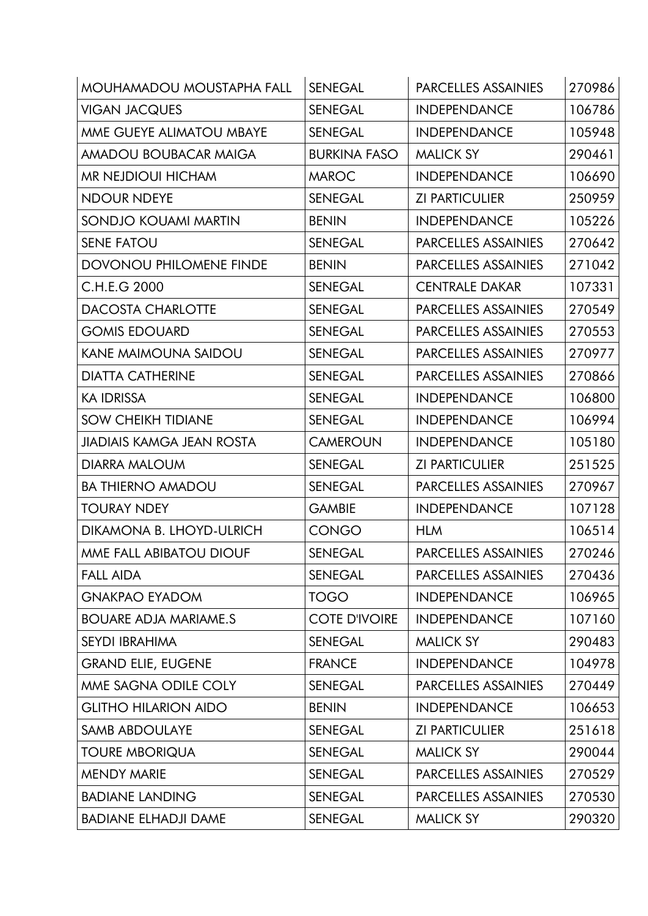| MOUHAMADOU MOUSTAPHA FALL | SENEGAL | PARCELLES ASSAINIES | 270986 |
|---|---|---|---|
| VIGAN JACQUES | SENEGAL | INDEPENDANCE | 106786 |
| MME GUEYE ALIMATOU MBAYE | SENEGAL | INDEPENDANCE | 105948 |
| AMADOU BOUBACAR MAIGA | BURKINA FASO | MALICK SY | 290461 |
| MR NEJDIOUI HICHAM | MAROC | INDEPENDANCE | 106690 |
| NDOUR NDEYE | SENEGAL | ZI PARTICULIER | 250959 |
| SONDJO KOUAMI MARTIN | BENIN | INDEPENDANCE | 105226 |
| SENE FATOU | SENEGAL | PARCELLES ASSAINIES | 270642 |
| DOVONOU PHILOMENE FINDE | BENIN | PARCELLES ASSAINIES | 271042 |
| C.H.E.G 2000 | SENEGAL | CENTRALE DAKAR | 107331 |
| DACOSTA CHARLOTTE | SENEGAL | PARCELLES ASSAINIES | 270549 |
| GOMIS EDOUARD | SENEGAL | PARCELLES ASSAINIES | 270553 |
| KANE MAIMOUNA SAIDOU | SENEGAL | PARCELLES ASSAINIES | 270977 |
| DIATTA CATHERINE | SENEGAL | PARCELLES ASSAINIES | 270866 |
| KA IDRISSA | SENEGAL | INDEPENDANCE | 106800 |
| SOW CHEIKH TIDIANE | SENEGAL | INDEPENDANCE | 106994 |
| JIADIAIS KAMGA JEAN ROSTA | CAMEROUN | INDEPENDANCE | 105180 |
| DIARRA MALOUM | SENEGAL | ZI PARTICULIER | 251525 |
| BA THIERNO AMADOU | SENEGAL | PARCELLES ASSAINIES | 270967 |
| TOURAY NDEY | GAMBIE | INDEPENDANCE | 107128 |
| DIKAMONA B. LHOYD-ULRICH | CONGO | HLM | 106514 |
| MME FALL ABIBATOU DIOUF | SENEGAL | PARCELLES ASSAINIES | 270246 |
| FALL AIDA | SENEGAL | PARCELLES ASSAINIES | 270436 |
| GNAKPAO EYADOM | TOGO | INDEPENDANCE | 106965 |
| BOUARE ADJA MARIAME.S | COTE D'IVOIRE | INDEPENDANCE | 107160 |
| SEYDI IBRAHIMA | SENEGAL | MALICK SY | 290483 |
| GRAND ELIE, EUGENE | FRANCE | INDEPENDANCE | 104978 |
| MME SAGNA ODILE COLY | SENEGAL | PARCELLES ASSAINIES | 270449 |
| GLITHO HILARION AIDO | BENIN | INDEPENDANCE | 106653 |
| SAMB ABDOULAYE | SENEGAL | ZI PARTICULIER | 251618 |
| TOURE MBORIQUA | SENEGAL | MALICK SY | 290044 |
| MENDY MARIE | SENEGAL | PARCELLES ASSAINIES | 270529 |
| BADIANE LANDING | SENEGAL | PARCELLES ASSAINIES | 270530 |
| BADIANE ELHADJI DAME | SENEGAL | MALICK SY | 290320 |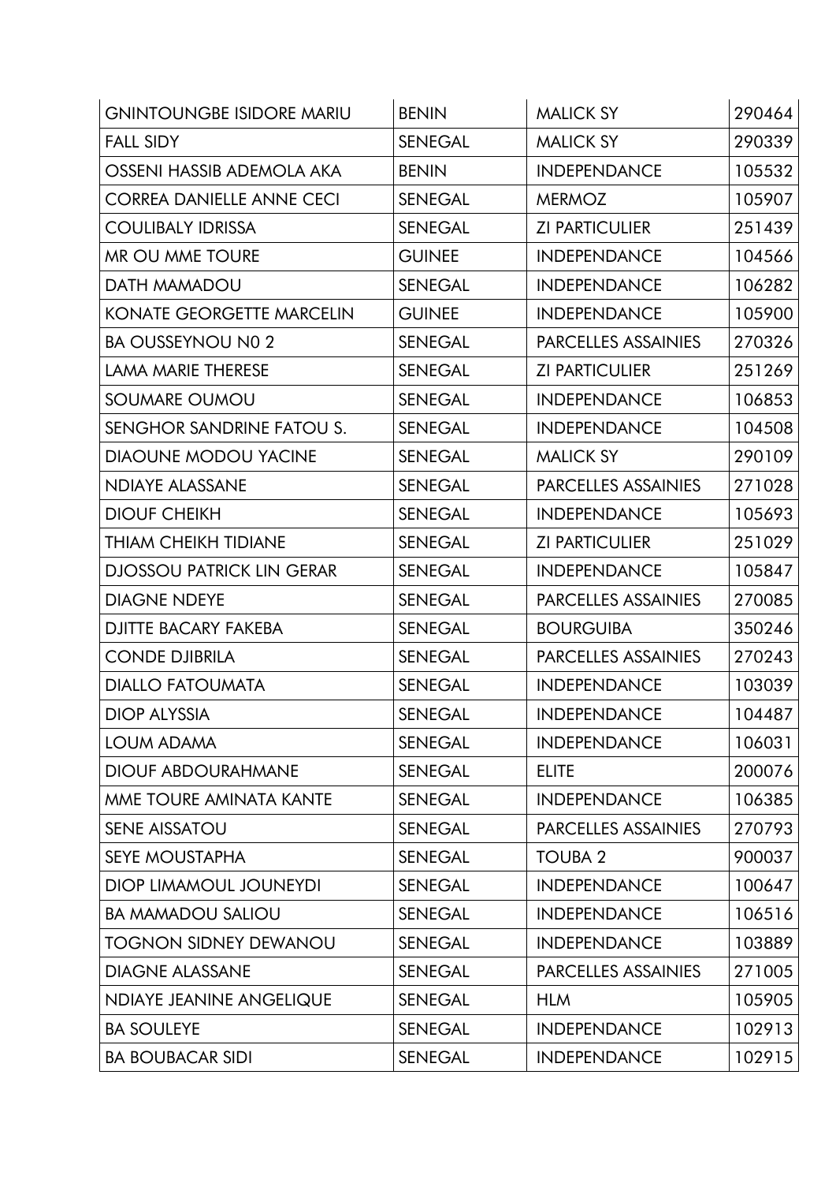| GNINTOUNGBE ISIDORE MARIU | BENIN | MALICK SY | 290464 |
|---|---|---|---|
| FALL SIDY | SENEGAL | MALICK SY | 290339 |
| OSSENI HASSIB ADEMOLA AKA | BENIN | INDEPENDANCE | 105532 |
| CORREA DANIELLE ANNE CECI | SENEGAL | MERMOZ | 105907 |
| COULIBALY IDRISSA | SENEGAL | ZI PARTICULIER | 251439 |
| MR OU MME TOURE | GUINEE | INDEPENDANCE | 104566 |
| DATH MAMADOU | SENEGAL | INDEPENDANCE | 106282 |
| KONATE GEORGETTE MARCELIN | GUINEE | INDEPENDANCE | 105900 |
| BA OUSSEYNOU N0 2 | SENEGAL | PARCELLES ASSAINIES | 270326 |
| LAMA MARIE THERESE | SENEGAL | ZI PARTICULIER | 251269 |
| SOUMARE OUMOU | SENEGAL | INDEPENDANCE | 106853 |
| SENGHOR SANDRINE FATOU S. | SENEGAL | INDEPENDANCE | 104508 |
| DIAOUNE MODOU YACINE | SENEGAL | MALICK SY | 290109 |
| NDIAYE ALASSANE | SENEGAL | PARCELLES ASSAINIES | 271028 |
| DIOUF CHEIKH | SENEGAL | INDEPENDANCE | 105693 |
| THIAM CHEIKH TIDIANE | SENEGAL | ZI PARTICULIER | 251029 |
| DJOSSOU PATRICK LIN GERAR | SENEGAL | INDEPENDANCE | 105847 |
| DIAGNE NDEYE | SENEGAL | PARCELLES ASSAINIES | 270085 |
| DJITTE BACARY FAKEBA | SENEGAL | BOURGUIBA | 350246 |
| CONDE DJIBRILA | SENEGAL | PARCELLES ASSAINIES | 270243 |
| DIALLO FATOUMATA | SENEGAL | INDEPENDANCE | 103039 |
| DIOP ALYSSIA | SENEGAL | INDEPENDANCE | 104487 |
| LOUM ADAMA | SENEGAL | INDEPENDANCE | 106031 |
| DIOUF ABDOURAHMANE | SENEGAL | ELITE | 200076 |
| MME TOURE AMINATA KANTE | SENEGAL | INDEPENDANCE | 106385 |
| SENE AISSATOU | SENEGAL | PARCELLES ASSAINIES | 270793 |
| SEYE MOUSTAPHA | SENEGAL | TOUBA 2 | 900037 |
| DIOP LIMAMOUL JOUNEYDI | SENEGAL | INDEPENDANCE | 100647 |
| BA MAMADOU SALIOU | SENEGAL | INDEPENDANCE | 106516 |
| TOGNON SIDNEY DEWANOU | SENEGAL | INDEPENDANCE | 103889 |
| DIAGNE ALASSANE | SENEGAL | PARCELLES ASSAINIES | 271005 |
| NDIAYE JEANINE ANGELIQUE | SENEGAL | HLM | 105905 |
| BA SOULEYE | SENEGAL | INDEPENDANCE | 102913 |
| BA BOUBACAR SIDI | SENEGAL | INDEPENDANCE | 102915 |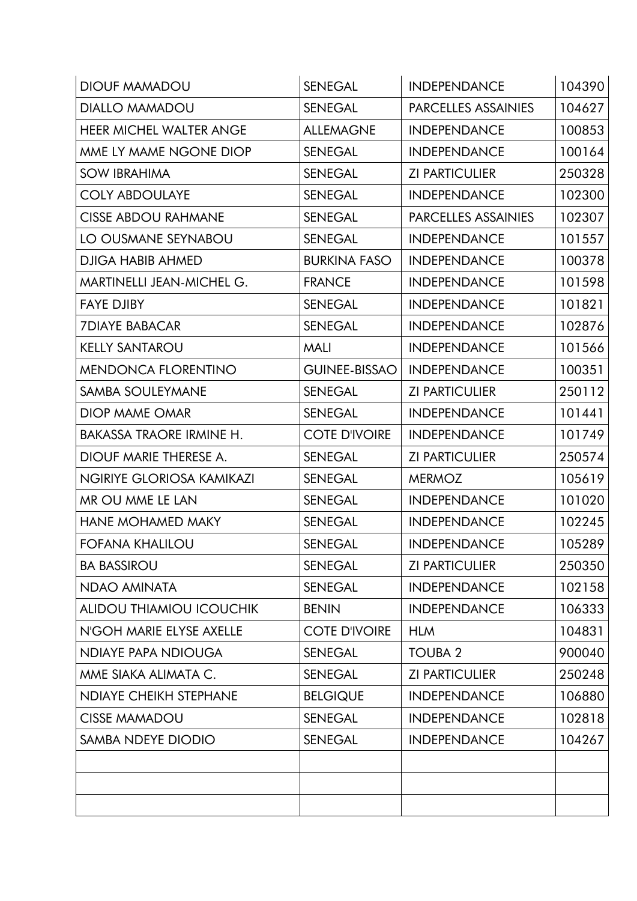| DIOUF MAMADOU | SENEGAL | INDEPENDANCE | 104390 |
|---|---|---|---|
| DIALLO MAMADOU | SENEGAL | PARCELLES ASSAINIES | 104627 |
| HEER MICHEL WALTER ANGE | ALLEMAGNE | INDEPENDANCE | 100853 |
| MME LY MAME NGONE DIOP | SENEGAL | INDEPENDANCE | 100164 |
| SOW IBRAHIMA | SENEGAL | ZI PARTICULIER | 250328 |
| COLY ABDOULAYE | SENEGAL | INDEPENDANCE | 102300 |
| CISSE ABDOU RAHMANE | SENEGAL | PARCELLES ASSAINIES | 102307 |
| LO OUSMANE SEYNABOU | SENEGAL | INDEPENDANCE | 101557 |
| DJIGA HABIB AHMED | BURKINA FASO | INDEPENDANCE | 100378 |
| MARTINELLI JEAN-MICHEL G. | FRANCE | INDEPENDANCE | 101598 |
| FAYE DJIBY | SENEGAL | INDEPENDANCE | 101821 |
| 7DIAYE BABACAR | SENEGAL | INDEPENDANCE | 102876 |
| KELLY SANTAROU | MALI | INDEPENDANCE | 101566 |
| MENDONCA FLORENTINO | GUINEE-BISSAO | INDEPENDANCE | 100351 |
| SAMBA SOULEYMANE | SENEGAL | ZI PARTICULIER | 250112 |
| DIOP MAME OMAR | SENEGAL | INDEPENDANCE | 101441 |
| BAKASSA TRAORE IRMINE H. | COTE D'IVOIRE | INDEPENDANCE | 101749 |
| DIOUF MARIE THERESE A. | SENEGAL | ZI PARTICULIER | 250574 |
| NGIRIYE GLORIOSA KAMIKAZI | SENEGAL | MERMOZ | 105619 |
| MR OU MME LE LAN | SENEGAL | INDEPENDANCE | 101020 |
| HANE MOHAMED MAKY | SENEGAL | INDEPENDANCE | 102245 |
| FOFANA KHALILOU | SENEGAL | INDEPENDANCE | 105289 |
| BA BASSIROU | SENEGAL | ZI PARTICULIER | 250350 |
| NDAO AMINATA | SENEGAL | INDEPENDANCE | 102158 |
| ALIDOU THIAMIOU ICOUCHIK | BENIN | INDEPENDANCE | 106333 |
| N'GOH MARIE ELYSE AXELLE | COTE D'IVOIRE | HLM | 104831 |
| NDIAYE PAPA NDIOUGA | SENEGAL | TOUBA 2 | 900040 |
| MME SIAKA ALIMATA C. | SENEGAL | ZI PARTICULIER | 250248 |
| NDIAYE CHEIKH STEPHANE | BELGIQUE | INDEPENDANCE | 106880 |
| CISSE MAMADOU | SENEGAL | INDEPENDANCE | 102818 |
| SAMBA NDEYE DIODIO | SENEGAL | INDEPENDANCE | 104267 |
| | | | |
| | | | |
| | | | |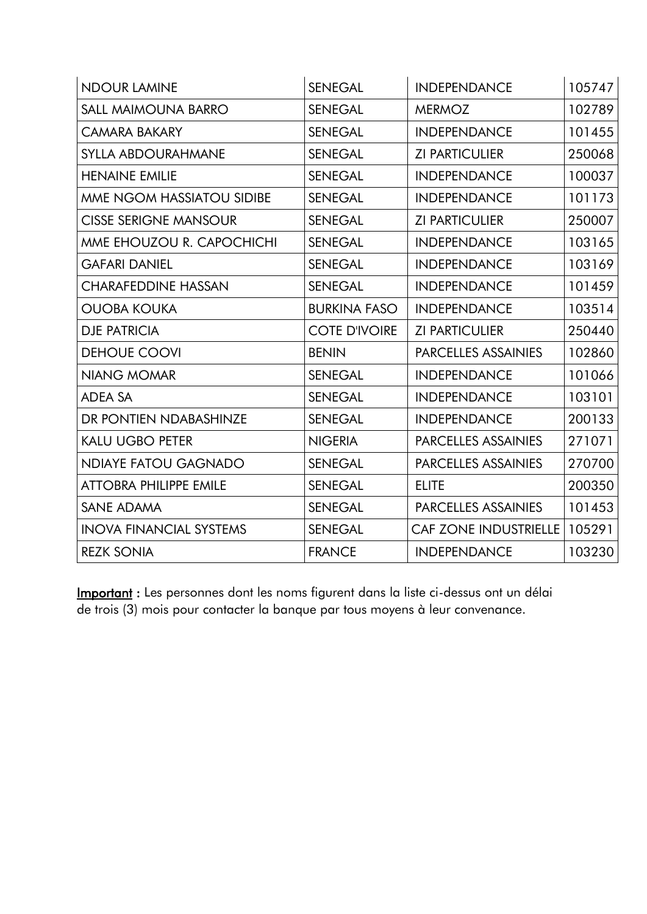| | | | |
|---|---|---|---|
| NDOUR LAMINE | SENEGAL | INDEPENDANCE | 105747 |
| SALL MAIMOUNA BARRO | SENEGAL | MERMOZ | 102789 |
| CAMARA BAKARY | SENEGAL | INDEPENDANCE | 101455 |
| SYLLA ABDOURAHMANE | SENEGAL | ZI PARTICULIER | 250068 |
| HENAINE EMILIE | SENEGAL | INDEPENDANCE | 100037 |
| MME NGOM HASSIATOU SIDIBE | SENEGAL | INDEPENDANCE | 101173 |
| CISSE SERIGNE MANSOUR | SENEGAL | ZI PARTICULIER | 250007 |
| MME EHOUZOU R. CAPOCHICHI | SENEGAL | INDEPENDANCE | 103165 |
| GAFARI DANIEL | SENEGAL | INDEPENDANCE | 103169 |
| CHARAFEDDINE HASSAN | SENEGAL | INDEPENDANCE | 101459 |
| OUOBA KOUKA | BURKINA FASO | INDEPENDANCE | 103514 |
| DJE PATRICIA | COTE D'IVOIRE | ZI PARTICULIER | 250440 |
| DEHOUE COOVI | BENIN | PARCELLES ASSAINIES | 102860 |
| NIANG MOMAR | SENEGAL | INDEPENDANCE | 101066 |
| ADEA SA | SENEGAL | INDEPENDANCE | 103101 |
| DR PONTIEN NDABASHINZE | SENEGAL | INDEPENDANCE | 200133 |
| KALU UGBO PETER | NIGERIA | PARCELLES ASSAINIES | 271071 |
| NDIAYE FATOU GAGNADO | SENEGAL | PARCELLES ASSAINIES | 270700 |
| ATTOBRA PHILIPPE EMILE | SENEGAL | ELITE | 200350 |
| SANE ADAMA | SENEGAL | PARCELLES ASSAINIES | 101453 |
| INOVA FINANCIAL SYSTEMS | SENEGAL | CAF ZONE INDUSTRIELLE | 105291 |
| REZK SONIA | FRANCE | INDEPENDANCE | 103230 |

**Important** : Les personnes dont les noms figurent dans la liste ci-dessus ont un délai de trois (3) mois pour contacter la banque par tous moyens à leur convenance.